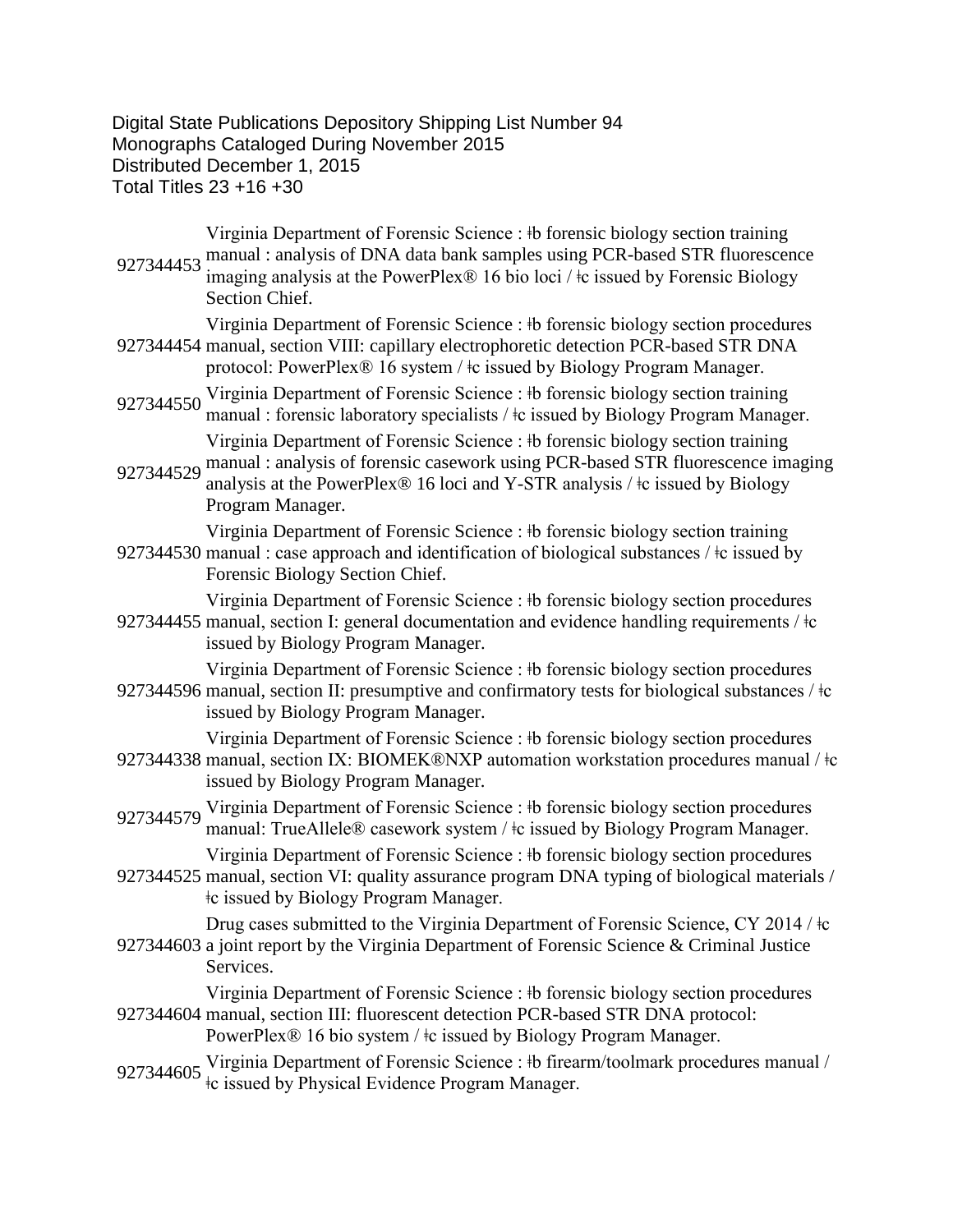Digital State Publications Depository Shipping List Number 94
Monographs Cataloged During November 2015
Distributed December 1, 2015
Total Titles 23 +16 +30

| | |
|---|---|
| 927344453 | Virginia Department of Forensic Science : ǂb forensic biology section training manual : analysis of DNA data bank samples using PCR-based STR fluorescence imaging analysis at the PowerPlex® 16 bio loci / ǂc issued by Forensic Biology Section Chief. |
| 927344454 | Virginia Department of Forensic Science : ǂb forensic biology section procedures manual, section VIII: capillary electrophoretic detection PCR-based STR DNA protocol: PowerPlex® 16 system / ǂc issued by Biology Program Manager. |
| 927344550 | Virginia Department of Forensic Science : ǂb forensic biology section training manual : forensic laboratory specialists / ǂc issued by Biology Program Manager. |
| 927344529 | Virginia Department of Forensic Science : ǂb forensic biology section training manual : analysis of forensic casework using PCR-based STR fluorescence imaging analysis at the PowerPlex® 16 loci and Y-STR analysis / ǂc issued by Biology Program Manager. |
| 927344530 | Virginia Department of Forensic Science : ǂb forensic biology section training manual : case approach and identification of biological substances / ǂc issued by Forensic Biology Section Chief. |
| 927344455 | Virginia Department of Forensic Science : ǂb forensic biology section procedures manual, section I: general documentation and evidence handling requirements / ǂc issued by Biology Program Manager. |
| 927344596 | Virginia Department of Forensic Science : ǂb forensic biology section procedures manual, section II: presumptive and confirmatory tests for biological substances / ǂc issued by Biology Program Manager. |
| 927344338 | Virginia Department of Forensic Science : ǂb forensic biology section procedures manual, section IX: BIOMEK®NXP automation workstation procedures manual / ǂc issued by Biology Program Manager. |
| 927344579 | Virginia Department of Forensic Science : ǂb forensic biology section procedures manual: TrueAllele® casework system / ǂc issued by Biology Program Manager. |
| 927344525 | Virginia Department of Forensic Science : ǂb forensic biology section procedures manual, section VI: quality assurance program DNA typing of biological materials / ǂc issued by Biology Program Manager. |
| 927344603 | Drug cases submitted to the Virginia Department of Forensic Science, CY 2014 / ǂc a joint report by the Virginia Department of Forensic Science & Criminal Justice Services. |
| 927344604 | Virginia Department of Forensic Science : ǂb forensic biology section procedures manual, section III: fluorescent detection PCR-based STR DNA protocol: PowerPlex® 16 bio system / ǂc issued by Biology Program Manager. |
| 927344605 | Virginia Department of Forensic Science : ǂb firearm/toolmark procedures manual / ǂc issued by Physical Evidence Program Manager. |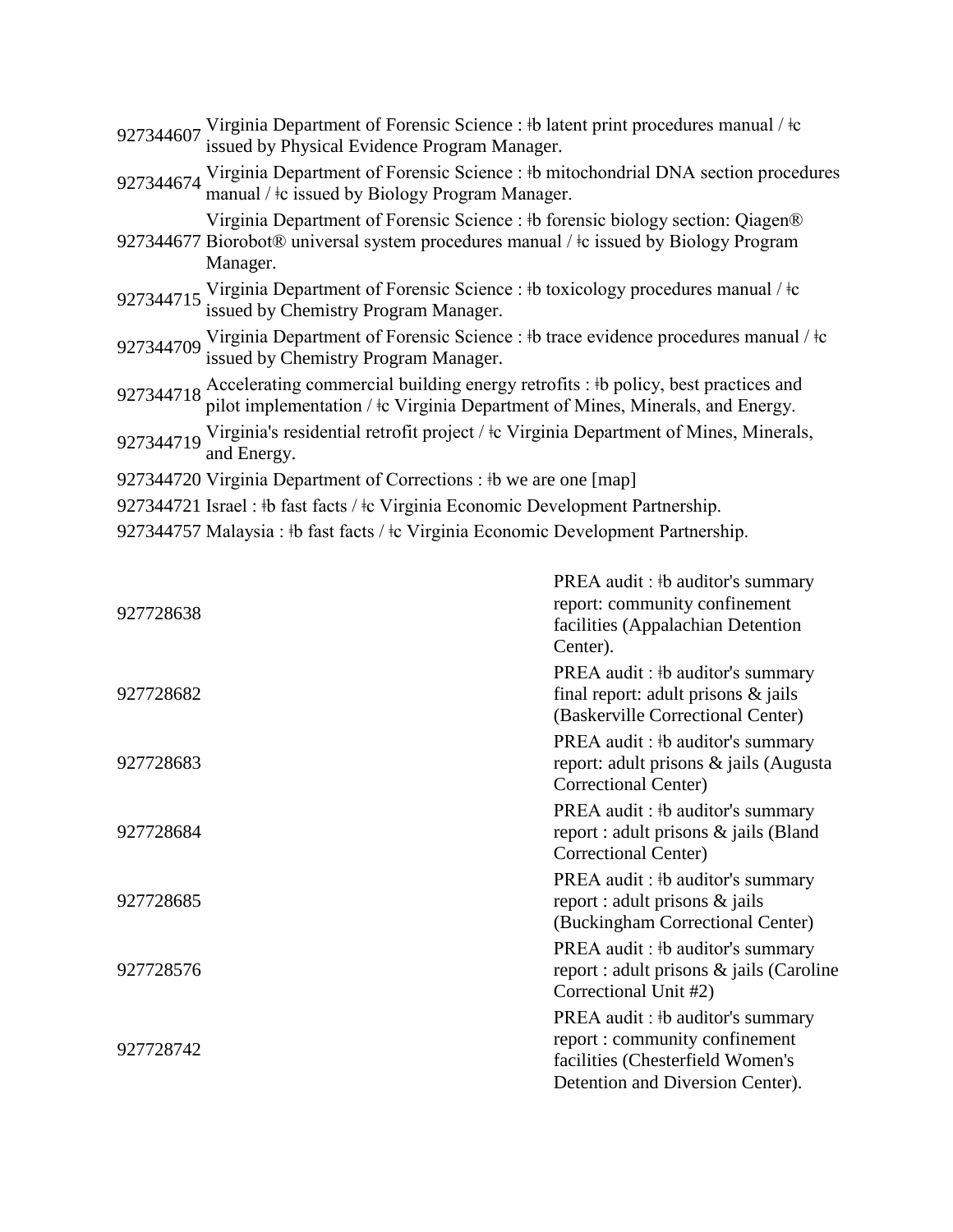| | |
|---|---|
| 927344607 | Virginia Department of Forensic Science : ǂb latent print procedures manual / ǂc issued by Physical Evidence Program Manager. |
| 927344674 | Virginia Department of Forensic Science : ǂb mitochondrial DNA section procedures manual / ǂc issued by Biology Program Manager. |
| 927344677 | Virginia Department of Forensic Science : ǂb forensic biology section: Qiagen® Biorobot® universal system procedures manual / ǂc issued by Biology Program Manager. |
| 927344715 | Virginia Department of Forensic Science : ǂb toxicology procedures manual / ǂc issued by Chemistry Program Manager. |
| 927344709 | Virginia Department of Forensic Science : ǂb trace evidence procedures manual / ǂc issued by Chemistry Program Manager. |
| 927344718 | Accelerating commercial building energy retrofits : ǂb policy, best practices and pilot implementation / ǂc Virginia Department of Mines, Minerals, and Energy. |
| 927344719 | Virginia's residential retrofit project / ǂc Virginia Department of Mines, Minerals, and Energy. |
| 927344720 | Virginia Department of Corrections : ǂb we are one [map] |
| 927344721 | Israel : ǂb fast facts / ǂc Virginia Economic Development Partnership. |
| 927344757 | Malaysia : ǂb fast facts / ǂc Virginia Economic Development Partnership. |

| | |
|---|---|
| 927728638 | PREA audit : ǂb auditor's summary report: community confinement facilities (Appalachian Detention Center). |
| 927728682 | PREA audit : ǂb auditor's summary final report: adult prisons & jails (Baskerville Correctional Center) |
| 927728683 | PREA audit : ǂb auditor's summary report: adult prisons & jails (Augusta Correctional Center) |
| 927728684 | PREA audit : ǂb auditor's summary report : adult prisons & jails (Bland Correctional Center) |
| 927728685 | PREA audit : ǂb auditor's summary report : adult prisons & jails (Buckingham Correctional Center) |
| 927728576 | PREA audit : ǂb auditor's summary report : adult prisons & jails (Caroline Correctional Unit #2) |
| 927728742 | PREA audit : ǂb auditor's summary report : community confinement facilities (Chesterfield Women's Detention and Diversion Center). |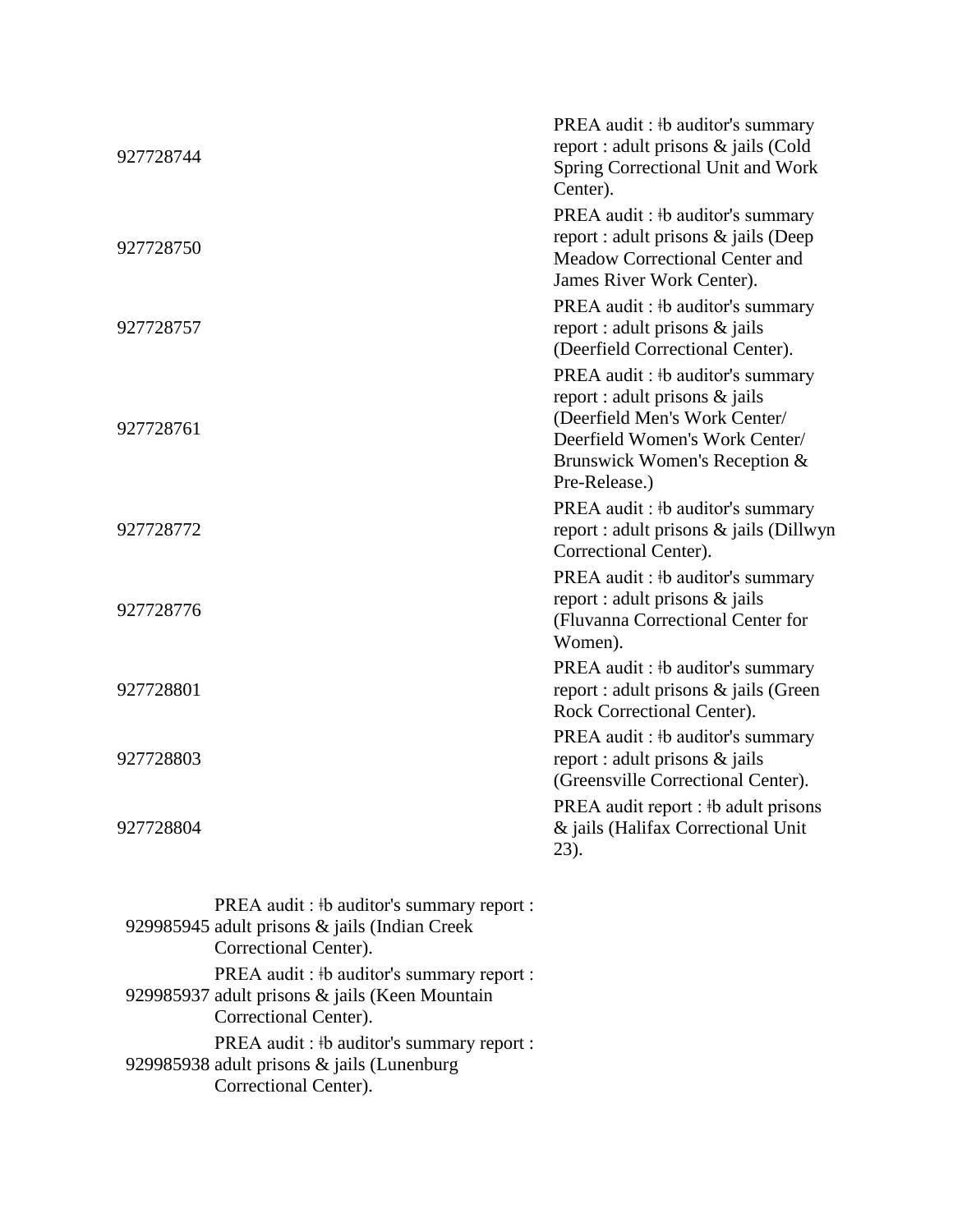| | |
|---|---|
| 927728744 | PREA audit : ǂb auditor's summary report : adult prisons & jails (Cold Spring Correctional Unit and Work Center). |
| 927728750 | PREA audit : ǂb auditor's summary report : adult prisons & jails (Deep Meadow Correctional Center and James River Work Center). |
| 927728757 | PREA audit : ǂb auditor's summary report : adult prisons & jails (Deerfield Correctional Center). |
| 927728761 | PREA audit : ǂb auditor's summary report : adult prisons & jails (Deerfield Men's Work Center/ Deerfield Women's Work Center/ Brunswick Women's Reception & Pre-Release.) |
| 927728772 | PREA audit : ǂb auditor's summary report : adult prisons & jails (Dillwyn Correctional Center). |
| 927728776 | PREA audit : ǂb auditor's summary report : adult prisons & jails (Fluvanna Correctional Center for Women). |
| 927728801 | PREA audit : ǂb auditor's summary report : adult prisons & jails (Green Rock Correctional Center). |
| 927728803 | PREA audit : ǂb auditor's summary report : adult prisons & jails (Greensville Correctional Center). |
| 927728804 | PREA audit report : ǂb adult prisons & jails (Halifax Correctional Unit 23). |

| | |
|---|---|
| 929985945 | PREA audit : ǂb auditor's summary report : adult prisons & jails (Indian Creek Correctional Center). |
| 929985937 | PREA audit : ǂb auditor's summary report : adult prisons & jails (Keen Mountain Correctional Center). |
| 929985938 | PREA audit : ǂb auditor's summary report : adult prisons & jails (Lunenburg Correctional Center). |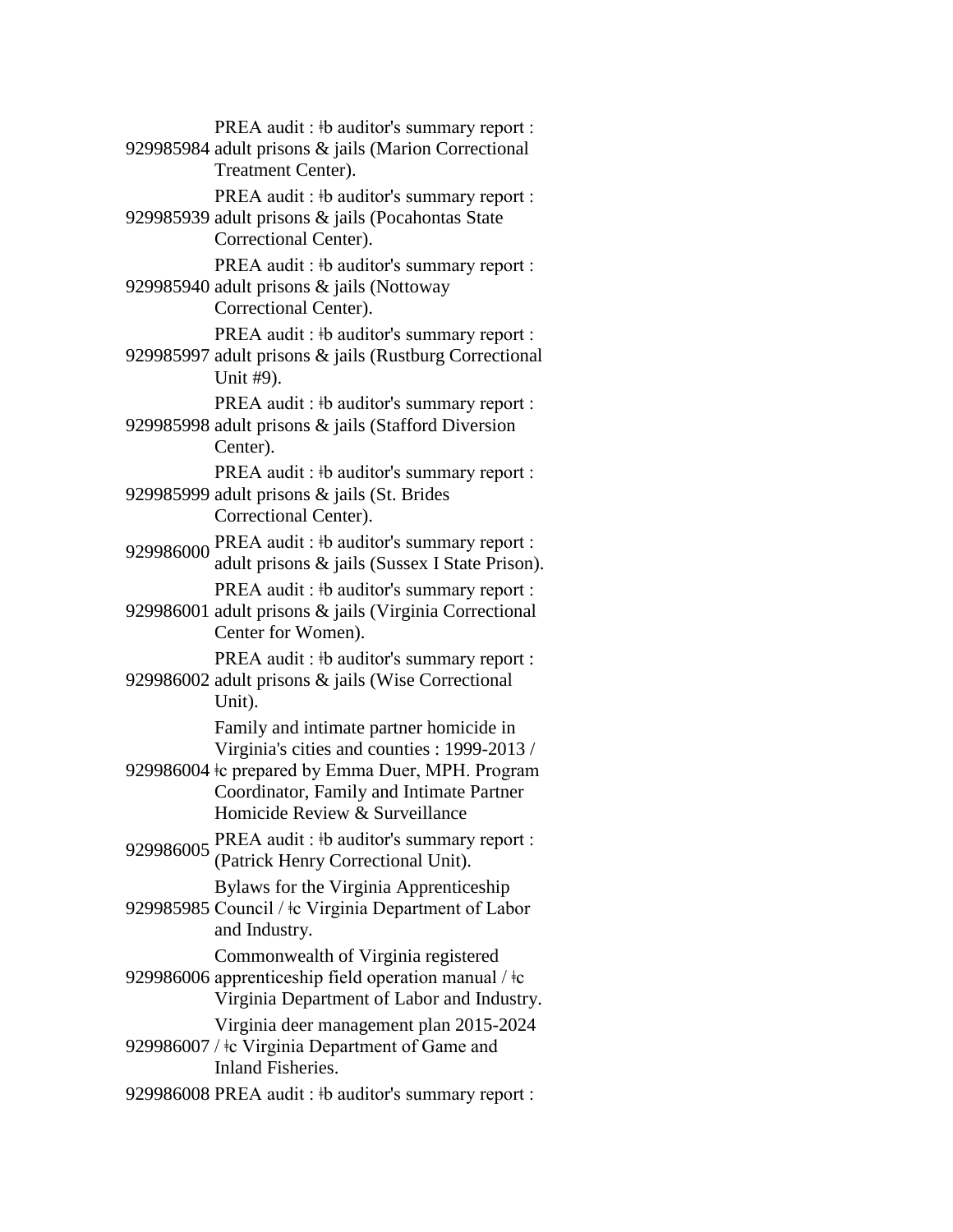| | |
|---|---|
| 929985984 | PREA audit : ǂb auditor's summary report : adult prisons & jails (Marion Correctional Treatment Center). |
| 929985939 | PREA audit : ǂb auditor's summary report : adult prisons & jails (Pocahontas State Correctional Center). |
| 929985940 | PREA audit : ǂb auditor's summary report : adult prisons & jails (Nottoway Correctional Center). |
| 929985997 | PREA audit : ǂb auditor's summary report : adult prisons & jails (Rustburg Correctional Unit #9). |
| 929985998 | PREA audit : ǂb auditor's summary report : adult prisons & jails (Stafford Diversion Center). |
| 929985999 | PREA audit : ǂb auditor's summary report : adult prisons & jails (St. Brides Correctional Center). |
| 929986000 | PREA audit : ǂb auditor's summary report : adult prisons & jails (Sussex I State Prison). |
| 929986001 | PREA audit : ǂb auditor's summary report : adult prisons & jails (Virginia Correctional Center for Women). |
| 929986002 | PREA audit : ǂb auditor's summary report : adult prisons & jails (Wise Correctional Unit). |
| 929986004 | Family and intimate partner homicide in Virginia's cities and counties : 1999-2013 / ǂc prepared by Emma Duer, MPH. Program Coordinator, Family and Intimate Partner Homicide Review & Surveillance |
| 929986005 | PREA audit : ǂb auditor's summary report : (Patrick Henry Correctional Unit). |
| 929985985 | Bylaws for the Virginia Apprenticeship Council / ǂc Virginia Department of Labor and Industry. |
| 929986006 | Commonwealth of Virginia registered apprenticeship field operation manual / ǂc Virginia Department of Labor and Industry. |
| 929986007 | Virginia deer management plan 2015-2024 / ǂc Virginia Department of Game and Inland Fisheries. |
| 929986008 | PREA audit : ǂb auditor's summary report : |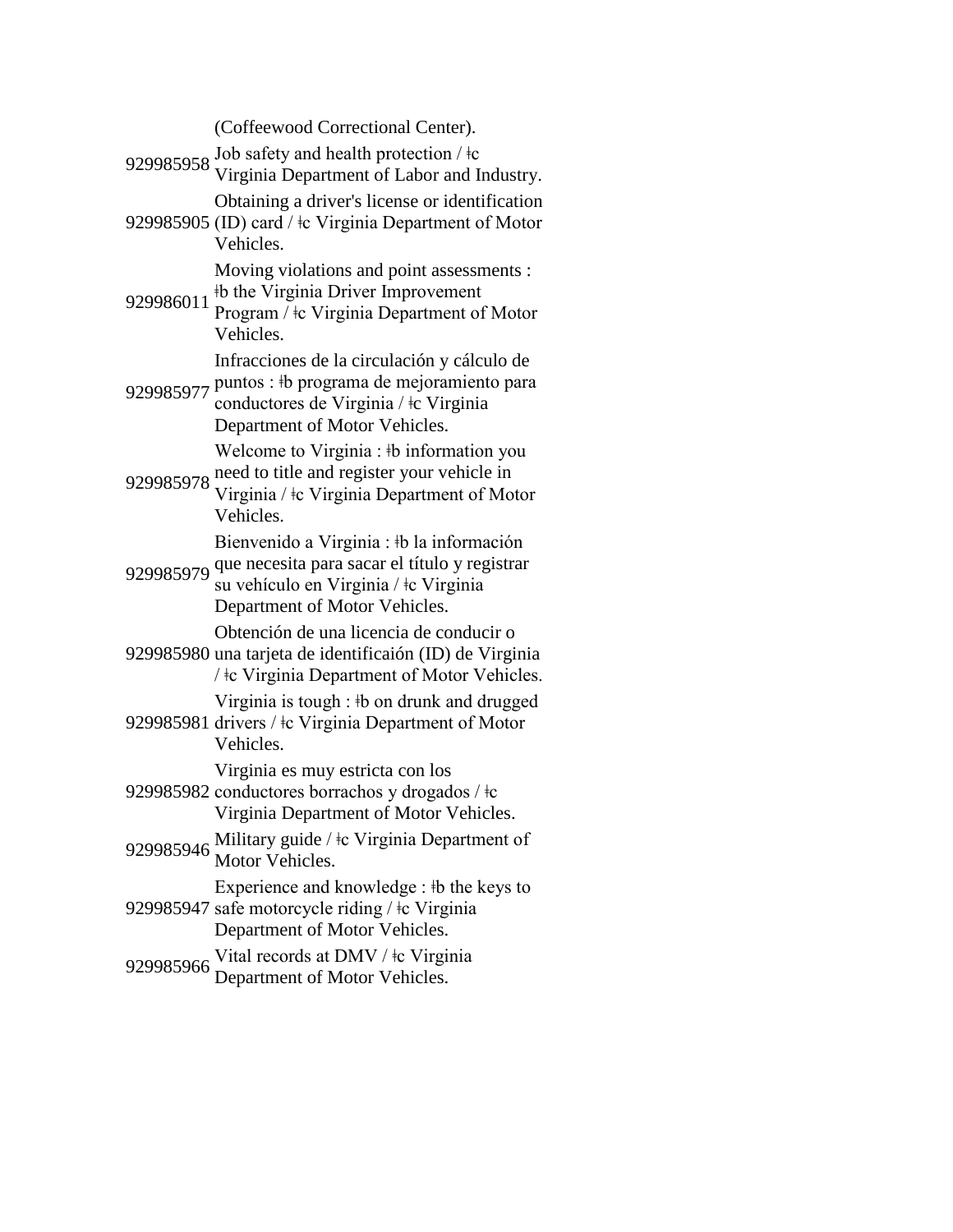| | |
|---|---|
| | (Coffeewood Correctional Center). |
| 929985958 | Job safety and health protection / ǂc Virginia Department of Labor and Industry. |
| 929985905 | Obtaining a driver's license or identification (ID) card / ǂc Virginia Department of Motor Vehicles. |
| 929986011 | Moving violations and point assessments : ǂb the Virginia Driver Improvement Program / ǂc Virginia Department of Motor Vehicles. |
| 929985977 | Infracciones de la circulación y cálculo de puntos : ǂb programa de mejoramiento para conductores de Virginia / ǂc Virginia Department of Motor Vehicles. |
| 929985978 | Welcome to Virginia : ǂb information you need to title and register your vehicle in Virginia / ǂc Virginia Department of Motor Vehicles. |
| 929985979 | Bienvenido a Virginia : ǂb la información que necesita para sacar el título y registrar su vehículo en Virginia / ǂc Virginia Department of Motor Vehicles. |
| 929985980 | Obtención de una licencia de conducir o una tarjeta de identificaión (ID) de Virginia / ǂc Virginia Department of Motor Vehicles. |
| 929985981 | Virginia is tough : ǂb on drunk and drugged drivers / ǂc Virginia Department of Motor Vehicles. |
| 929985982 | Virginia es muy estricta con los conductores borrachos y drogados / ǂc Virginia Department of Motor Vehicles. |
| 929985946 | Military guide / ǂc Virginia Department of Motor Vehicles. |
| 929985947 | Experience and knowledge : ǂb the keys to safe motorcycle riding / ǂc Virginia Department of Motor Vehicles. |
| 929985966 | Vital records at DMV / ǂc Virginia Department of Motor Vehicles. |